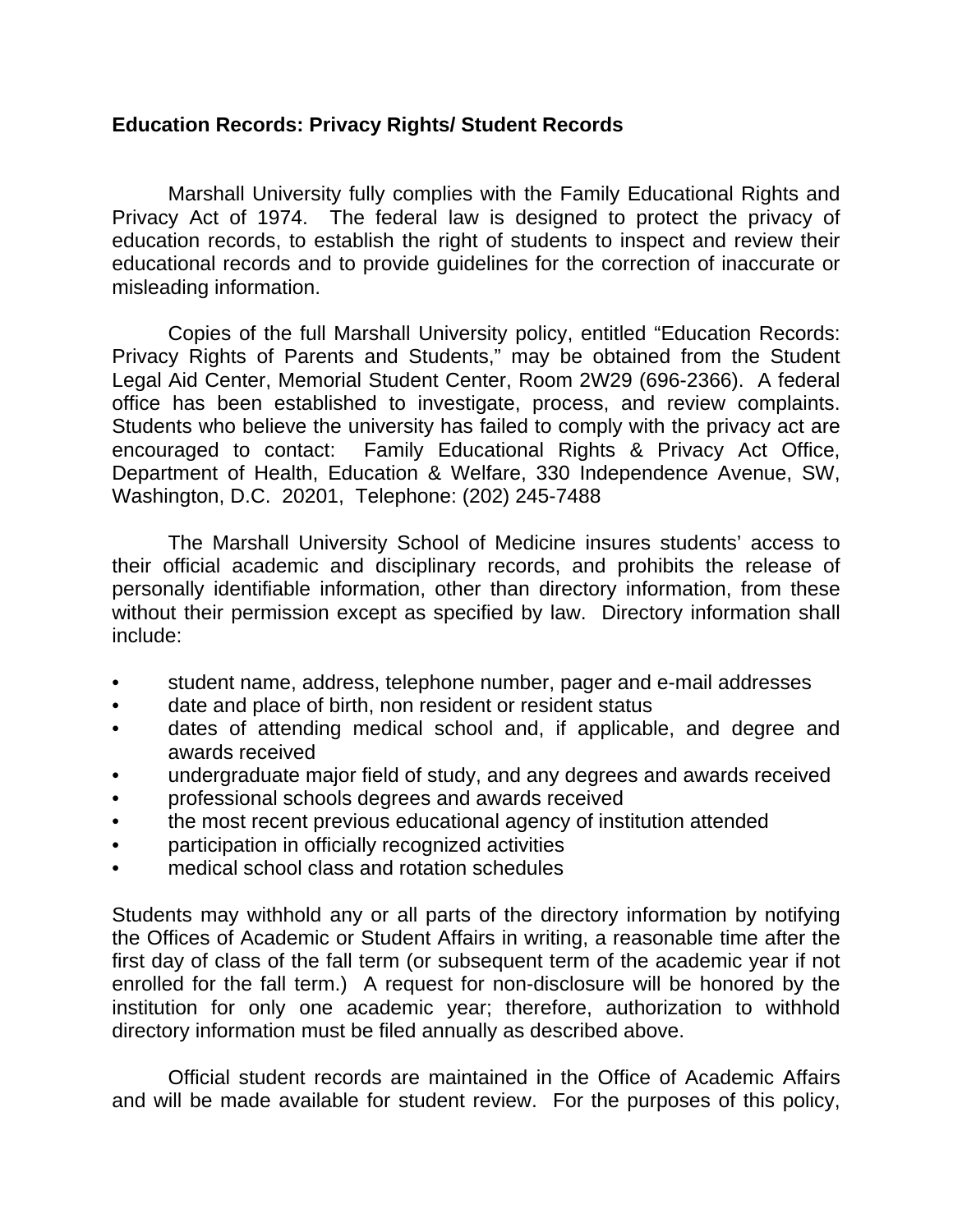**Education Records: Privacy Rights/ Student Records**

Marshall University fully complies with the Family Educational Rights and Privacy Act of 1974. The federal law is designed to protect the privacy of education records, to establish the right of students to inspect and review their educational records and to provide guidelines for the correction of inaccurate or misleading information.

Copies of the full Marshall University policy, entitled "Education Records: Privacy Rights of Parents and Students," may be obtained from the Student Legal Aid Center, Memorial Student Center, Room 2W29 (696-2366). A federal office has been established to investigate, process, and review complaints. Students who believe the university has failed to comply with the privacy act are encouraged to contact: Family Educational Rights & Privacy Act Office, Department of Health, Education & Welfare, 330 Independence Avenue, SW, Washington, D.C. 20201, Telephone: (202) 245-7488

The Marshall University School of Medicine insures students' access to their official academic and disciplinary records, and prohibits the release of personally identifiable information, other than directory information, from these without their permission except as specified by law. Directory information shall include:

- student name, address, telephone number, pager and e-mail addresses
- date and place of birth, non resident or resident status
- dates of attending medical school and, if applicable, and degree and awards received
- undergraduate major field of study, and any degrees and awards received
- professional schools degrees and awards received
- the most recent previous educational agency of institution attended
- participation in officially recognized activities
- medical school class and rotation schedules

Students may withhold any or all parts of the directory information by notifying the Offices of Academic or Student Affairs in writing, a reasonable time after the first day of class of the fall term (or subsequent term of the academic year if not enrolled for the fall term.) A request for non-disclosure will be honored by the institution for only one academic year; therefore, authorization to withhold directory information must be filed annually as described above.

Official student records are maintained in the Office of Academic Affairs and will be made available for student review. For the purposes of this policy,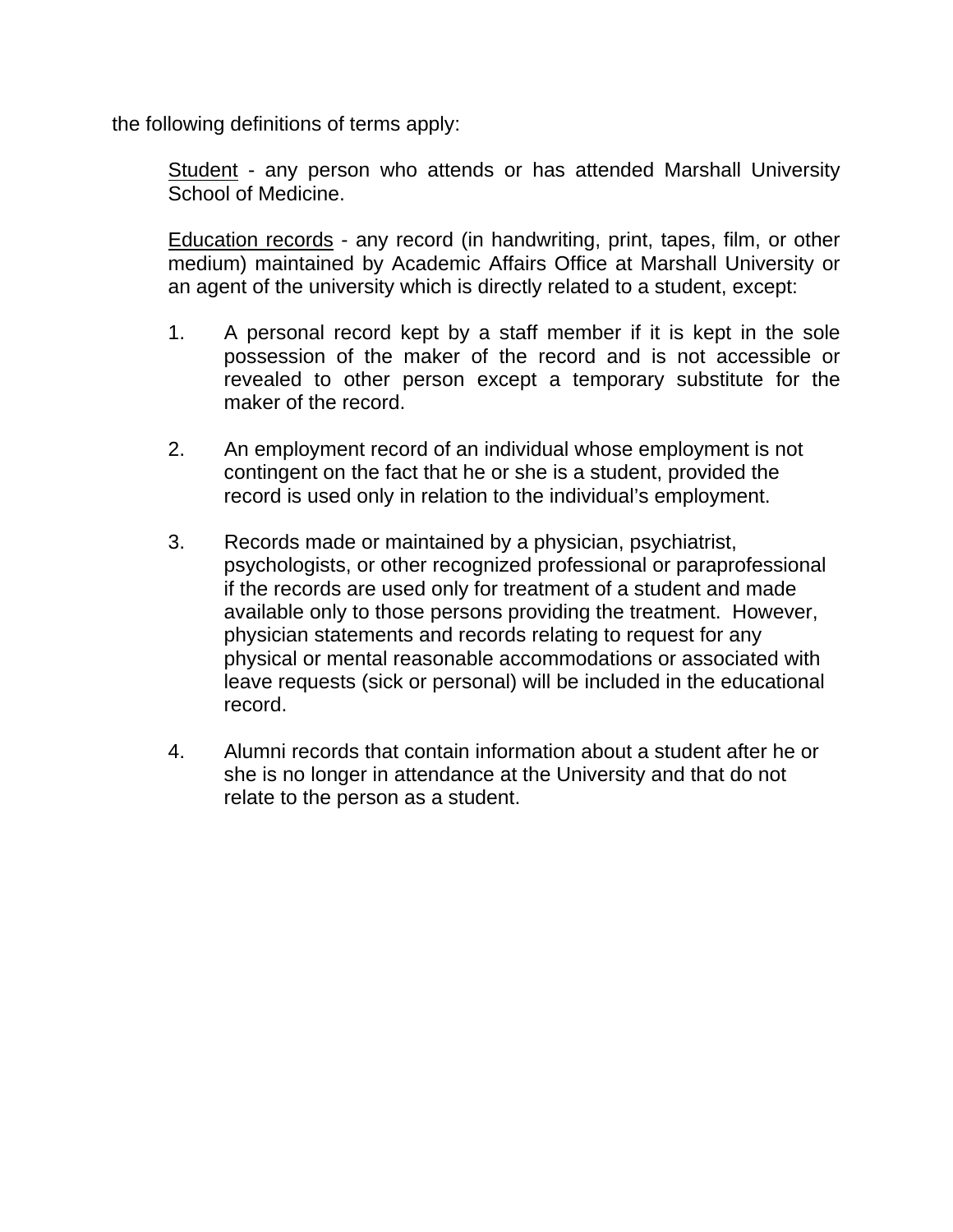the following definitions of terms apply:

<u>Student</u> - any person who attends or has attended Marshall University School of Medicine.

<u>Education records</u> - any record (in handwriting, print, tapes, film, or other medium) maintained by Academic Affairs Office at Marshall University or an agent of the university which is directly related to a student, except:

1. A personal record kept by a staff member if it is kept in the sole possession of the maker of the record and is not accessible or revealed to other person except a temporary substitute for the maker of the record.

2. An employment record of an individual whose employment is not contingent on the fact that he or she is a student, provided the record is used only in relation to the individual's employment.

3. Records made or maintained by a physician, psychiatrist, psychologists, or other recognized professional or paraprofessional if the records are used only for treatment of a student and made available only to those persons providing the treatment. However, physician statements and records relating to request for any physical or mental reasonable accommodations or associated with leave requests (sick or personal) will be included in the educational record.

4. Alumni records that contain information about a student after he or she is no longer in attendance at the University and that do not relate to the person as a student.